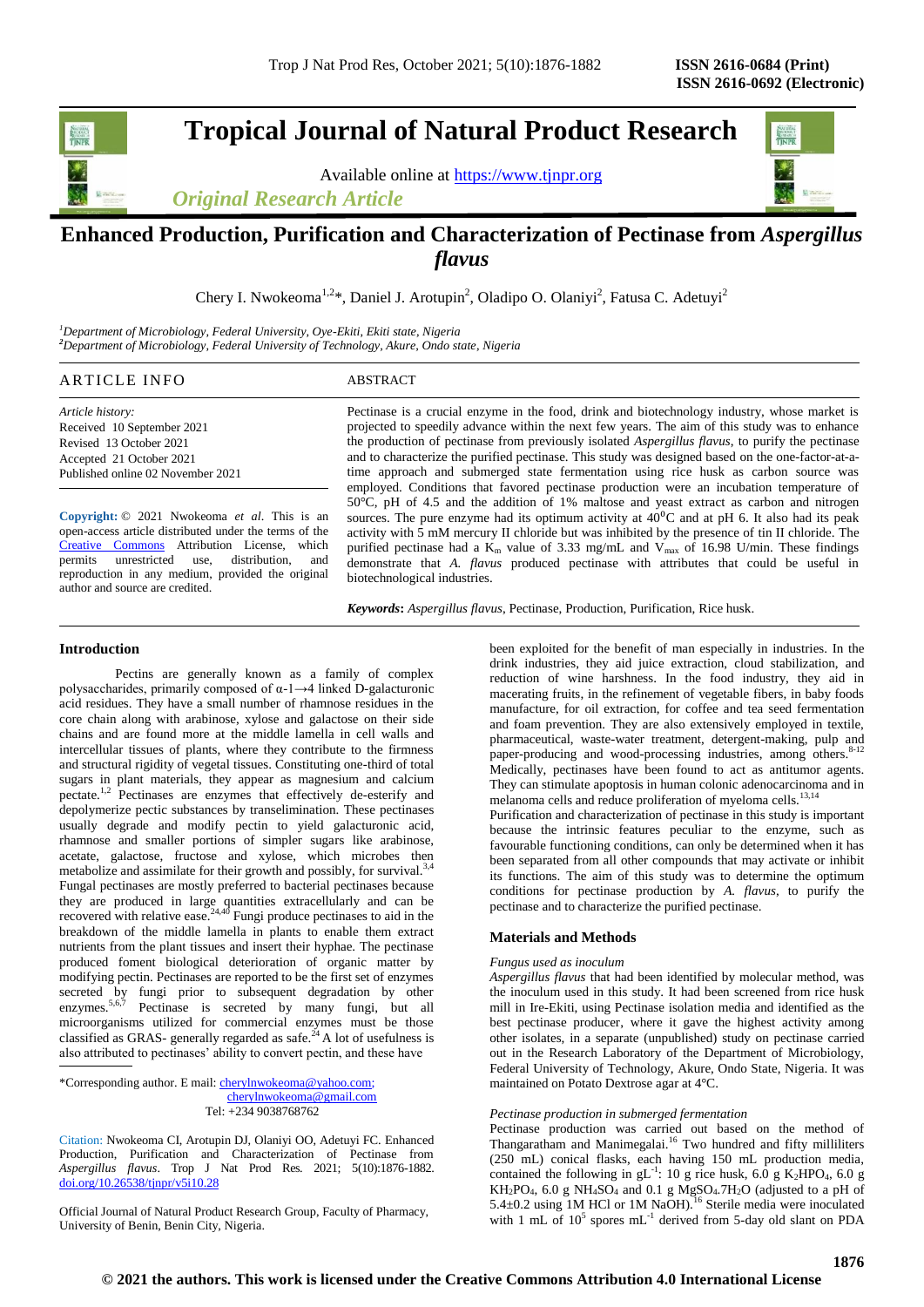# Tropical Journal of Natural Product Research

Available online at https://www.tjnpr.org

*Original Research Article*

## Enhanced Production, Purification and Characterization of Pectinase from *Aspergillus flavus*

Chery I. Nwokeoma[1,2]*, Daniel J. Arotupin[2], Oladipo O. Olaniyi[2], Fatusa C. Adetuyi[2]

[1]*Department of Microbiology, Federal University, Oye-Ekiti, Ekiti state, Nigeria*
[2]*Department of Microbiology, Federal University of Technology, Akure, Ondo state, Nigeria*

### ARTICLE INFO

*Article history:*
Received 10 September 2021
Revised 13 October 2021
Accepted 21 October 2021
Published online 02 November 2021

**Copyright:** © 2021 Nwokeoma *et al*. This is an open-access article distributed under the terms of the Creative Commons Attribution License, which permits unrestricted use, distribution, and reproduction in any medium, provided the original author and source are credited.

### ABSTRACT

Pectinase is a crucial enzyme in the food, drink and biotechnology industry, whose market is projected to speedily advance within the next few years. The aim of this study was to enhance the production of pectinase from previously isolated *Aspergillus flavus*, to purify the pectinase and to characterize the purified pectinase. This study was designed based on the one-factor-at-a-time approach and submerged state fermentation using rice husk as carbon source was employed. Conditions that favored pectinase production were an incubation temperature of 50°C, pH of 4.5 and the addition of 1% maltose and yeast extract as carbon and nitrogen sources. The pure enzyme had its optimum activity at 40°C and at pH 6. It also had its peak activity with 5 mM mercury II chloride but was inhibited by the presence of tin II chloride. The purified pectinase had a $K_m$ value of 3.33 mg/mL and $V_{max}$ of 16.98 U/min. These findings demonstrate that *A. flavus* produced pectinase with attributes that could be useful in biotechnological industries.

***Keywords*:** *Aspergillus flavus*, Pectinase, Production, Purification, Rice husk.

### Introduction

Pectins are generally known as a family of complex polysaccharides, primarily composed of α-1→4 linked D-galacturonic acid residues. They have a small number of rhamnose residues in the core chain along with arabinose, xylose and galactose on their side chains and are found more at the middle lamella in cell walls and intercellular tissues of plants, where they contribute to the firmness and structural rigidity of vegetal tissues. Constituting one-third of total sugars in plant materials, they appear as magnesium and calcium pectate.[1,2] Pectinases are enzymes that effectively de-esterify and depolymerize pectic substances by transelimination. These pectinases usually degrade and modify pectin to yield galacturonic acid, rhamnose and smaller portions of simpler sugars like arabinose, acetate, galactose, fructose and xylose, which microbes then metabolize and assimilate for their growth and possibly, for survival.[3,4] Fungal pectinases are mostly preferred to bacterial pectinases because they are produced in large quantities extracellularly and can be recovered with relative ease.[24,40] Fungi produce pectinases to aid in the breakdown of the middle lamella in plants to enable them extract nutrients from the plant tissues and insert their hyphae. The pectinase produced foment biological deterioration of organic matter by modifying pectin. Pectinases are reported to be the first set of enzymes secreted by fungi prior to subsequent degradation by other enzymes.[5,6,7] Pectinase is secreted by many fungi, but all microorganisms utilized for commercial enzymes must be those classified as GRAS- generally regarded as safe.[24] A lot of usefulness is also attributed to pectinases' ability to convert pectin, and these have been exploited for the benefit of man especially in industries. In the drink industries, they aid juice extraction, cloud stabilization, and reduction of wine harshness. In the food industry, they aid in macerating fruits, in the refinement of vegetable fibers, in baby foods manufacture, for oil extraction, for coffee and tea seed fermentation and foam prevention. They are also extensively employed in textile, pharmaceutical, waste-water treatment, detergent-making, pulp and paper-producing and wood-processing industries, among others.[8-12] Medically, pectinases have been found to act as antitumor agents. They can stimulate apoptosis in human colonic adenocarcinoma and in melanoma cells and reduce proliferation of myeloma cells.[13,14]

Purification and characterization of pectinase in this study is important because the intrinsic features peculiar to the enzyme, such as favourable functioning conditions, can only be determined when it has been separated from all other compounds that may activate or inhibit its functions. The aim of this study was to determine the optimum conditions for pectinase production by *A. flavus*, to purify the pectinase and to characterize the purified pectinase.

*Corresponding author. E mail: cherylnwokeoma@yahoo.com; cherylnwokeoma@gmail.com
Tel: +234 9038768762

Citation: Nwokeoma CI, Arotupin DJ, Olaniyi OO, Adetuyi FC. Enhanced Production, Purification and Characterization of Pectinase from *Aspergillus flavus*. Trop J Nat Prod Res. 2021; 5(10):1876-1882. doi.org/10.26538/tjnpr/v5i10.28

Official Journal of Natural Product Research Group, Faculty of Pharmacy, University of Benin, Benin City, Nigeria.

### Materials and Methods

*Fungus used as inoculum*

*Aspergillus flavus* that had been identified by molecular method, was the inoculum used in this study. It had been screened from rice husk mill in Ire-Ekiti, using Pectinase isolation media and identified as the best pectinase producer, where it gave the highest activity among other isolates, in a separate (unpublished) study on pectinase carried out in the Research Laboratory of the Department of Microbiology, Federal University of Technology, Akure, Ondo State, Nigeria. It was maintained on Potato Dextrose agar at 4°C.

*Pectinase production in submerged fermentation*

Pectinase production was carried out based on the method of Thangaratham and Manimegalai.[16] Two hundred and fifty milliliters (250 mL) conical flasks, each having 150 mL production media, contained the following in $gL^{-1}$: 10 g rice husk, 6.0 g $K_2HPO_4$, 6.0 g $KH_2PO_4$, 6.0 g $NH_4SO_4$ and 0.1 g $MgSO_4.7H_2O$ (adjusted to a pH of 5.4±0.2 using 1M HCl or 1M NaOH).[16] Sterile media were inoculated with 1 mL of $10^5$ spores $mL^{-1}$ derived from 5-day old slant on PDA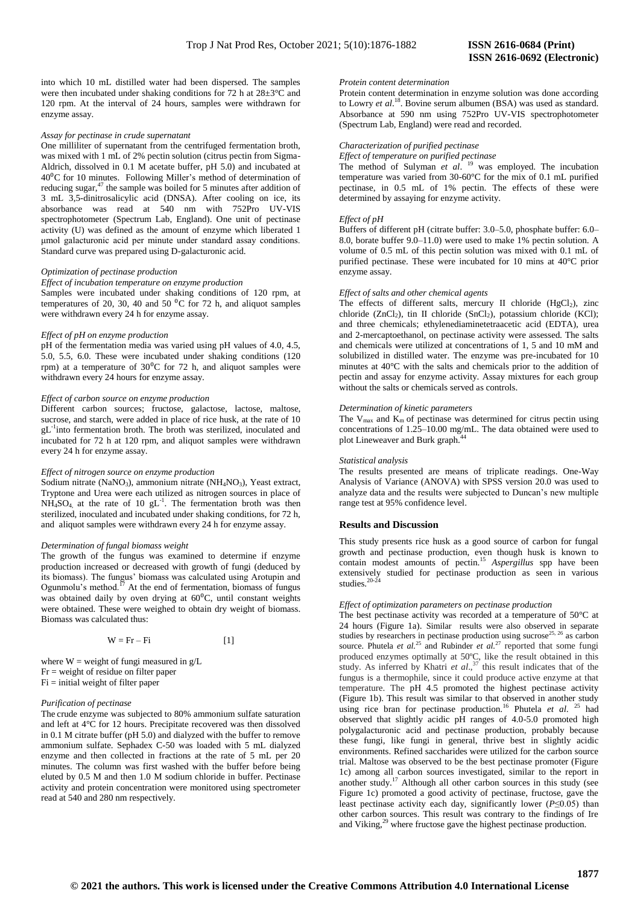into which 10 mL distilled water had been dispersed. The samples were then incubated under shaking conditions for 72 h at 28±3°C and 120 rpm. At the interval of 24 hours, samples were withdrawn for enzyme assay.

*Assay for pectinase in crude supernatant*

One milliliter of supernatant from the centrifuged fermentation broth, was mixed with 1 mL of 2% pectin solution (citrus pectin from Sigma-Aldrich, dissolved in 0.1 M acetate buffer, pH 5.0) and incubated at 40$^0$C for 10 minutes. Following Miller's method of determination of reducing sugar,[47] the sample was boiled for 5 minutes after addition of 3 mL 3,5-dinitrosalicylic acid (DNSA). After cooling on ice, its absorbance was read at 540 nm with 752Pro UV-VIS spectrophotometer (Spectrum Lab, England). One unit of pectinase activity (U) was defined as the amount of enzyme which liberated 1 µmol galacturonic acid per minute under standard assay conditions. Standard curve was prepared using D-galacturonic acid.

*Optimization of pectinase production*

*Effect of incubation temperature on enzyme production*

Samples were incubated under shaking conditions of 120 rpm, at temperatures of 20, 30, 40 and 50 $^0$C for 72 h, and aliquot samples were withdrawn every 24 h for enzyme assay.

*Effect of pH on enzyme production*

pH of the fermentation media was varied using pH values of 4.0, 4.5, 5.0, 5.5, 6.0. These were incubated under shaking conditions (120 rpm) at a temperature of 30$^0$C for 72 h, and aliquot samples were withdrawn every 24 hours for enzyme assay.

*Effect of carbon source on enzyme production*

Different carbon sources; fructose, galactose, lactose, maltose, sucrose, and starch, were added in place of rice husk, at the rate of 10 $gL^{-1}$into fermentation broth. The broth was sterilized, inoculated and incubated for 72 h at 120 rpm, and aliquot samples were withdrawn every 24 h for enzyme assay.

*Effect of nitrogen source on enzyme production*

Sodium nitrate ($NaNO_3$), ammonium nitrate ($NH_4NO_3$), Yeast extract, Tryptone and Urea were each utilized as nitrogen sources in place of $NH_4SO_4$, at the rate of 10 $gL^{-1}$. The fermentation broth was then sterilized, inoculated and incubated under shaking conditions, for 72 h, and aliquot samples were withdrawn every 24 h for enzyme assay.

*Determination of fungal biomass weight*

The growth of the fungus was examined to determine if enzyme production increased or decreased with growth of fungi (deduced by its biomass). The fungus' biomass was calculated using Arotupin and Ogunmolu's method.[17] At the end of fermentation, biomass of fungus was obtained daily by oven drying at 60$^0$C, until constant weights were obtained. These were weighed to obtain dry weight of biomass. Biomass was calculated thus:

$$W = Fr - Fi \qquad [1]$$

where W = weight of fungi measured in g/L
Fr = weight of residue on filter paper
Fi = initial weight of filter paper

*Purification of pectinase*

The crude enzyme was subjected to 80% ammonium sulfate saturation and left at 4°C for 12 hours. Precipitate recovered was then dissolved in 0.1 M citrate buffer (pH 5.0) and dialyzed with the buffer to remove ammonium sulfate. Sephadex C-50 was loaded with 5 mL dialyzed enzyme and then collected in fractions at the rate of 5 mL per 20 minutes. The column was first washed with the buffer before being eluted by 0.5 M and then 1.0 M sodium chloride in buffer. Pectinase activity and protein concentration were monitored using spectrometer read at 540 and 280 nm respectively.

*Protein content determination*

Protein content determination in enzyme solution was done according to Lowry *et al*.[18]. Bovine serum albumen (BSA) was used as standard. Absorbance at 590 nm using 752Pro UV-VIS spectrophotometer (Spectrum Lab, England) were read and recorded.

*Characterization of purified pectinase*

*Effect of temperature on purified pectinase*

The method of Sulyman *et al*. [19] was employed. The incubation temperature was varied from 30-60°C for the mix of 0.1 mL purified pectinase, in 0.5 mL of 1% pectin. The effects of these were determined by assaying for enzyme activity.

*Effect of pH*

Buffers of different pH (citrate buffer: 3.0–5.0, phosphate buffer: 6.0–8.0, borate buffer 9.0–11.0) were used to make 1% pectin solution. A volume of 0.5 mL of this pectin solution was mixed with 0.1 mL of purified pectinase. These were incubated for 10 mins at 40°C prior enzyme assay.

*Effect of salts and other chemical agents*

The effects of different salts, mercury II chloride ($HgCl_2$), zinc chloride ($ZnCl_2$), tin II chloride ($SnCl_2$), potassium chloride (KCl); and three chemicals; ethylenediaminetetraacetic acid (EDTA), urea and 2-mercaptoethanol, on pectinase activity were assessed. The salts and chemicals were utilized at concentrations of 1, 5 and 10 mM and solubilized in distilled water. The enzyme was pre-incubated for 10 minutes at 40°C with the salts and chemicals prior to the addition of pectin and assay for enzyme activity. Assay mixtures for each group without the salts or chemicals served as controls.

*Determination of kinetic parameters*

The $V_{max}$ and $K_m$ of pectinase was determined for citrus pectin using concentrations of 1.25–10.00 mg/mL. The data obtained were used to plot Lineweaver and Burk graph.[44]

*Statistical analysis*

The results presented are means of triplicate readings. One-Way Analysis of Variance (ANOVA) with SPSS version 20.0 was used to analyze data and the results were subjected to Duncan's new multiple range test at 95% confidence level.

## Results and Discussion

This study presents rice husk as a good source of carbon for fungal growth and pectinase production, even though husk is known to contain modest amounts of pectin.[15] *Aspergillus* spp have been extensively studied for pectinase production as seen in various studies.[20-24]

*Effect of optimization parameters on pectinase production*

The best pectinase activity was recorded at a temperature of 50°C at 24 hours (Figure 1a). Similar results were also observed in separate studies by researchers in pectinase production using sucrose[25, 26] as carbon source. Phutela *et al.*[25] and Rubinder *et al.*[27] reported that some fungi produced enzymes optimally at 50ºC, like the result obtained in this study. As inferred by Khatri *et al*.,[37] this result indicates that of the fungus is a thermophile, since it could produce active enzyme at that temperature. The pH 4.5 promoted the highest pectinase activity (Figure 1b). This result was similar to that observed in another study using rice bran for pectinase production.[16] Phutela *et al*. [25] had observed that slightly acidic pH ranges of 4.0-5.0 promoted high polygalacturonic acid and pectinase production, probably because these fungi, like fungi in general, thrive best in slightly acidic environments. Refined saccharides were utilized for the carbon source trial. Maltose was observed to be the best pectinase promoter (Figure 1c) among all carbon sources investigated, similar to the report in another study.[17] Although all other carbon sources in this study (see Figure 1c) promoted a good activity of pectinase, fructose, gave the least pectinase activity each day, significantly lower ($P \leq 0.05$) than other carbon sources. This result was contrary to the findings of Ire and Viking,[29] where fructose gave the highest pectinase production.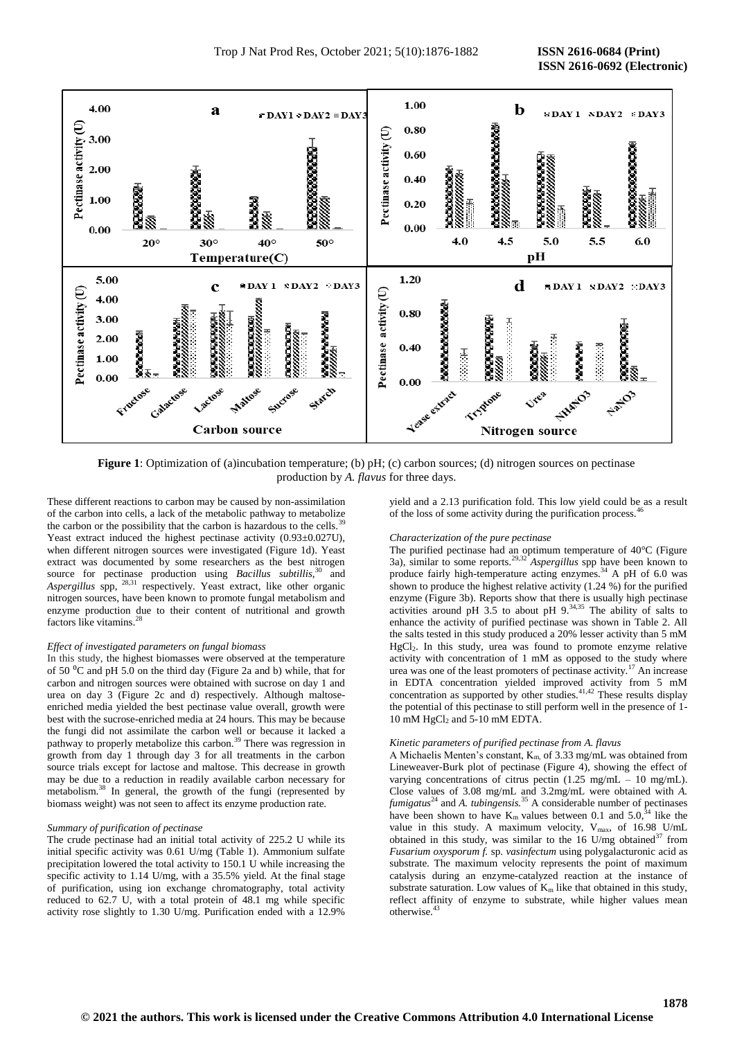**Figure 1**: Optimization of (a)incubation temperature; (b) pH; (c) carbon sources; (d) nitrogen sources on pectinase production by *A. flavus* for three days.

These different reactions to carbon may be caused by non-assimilation of the carbon into cells, a lack of the metabolic pathway to metabolize the carbon or the possibility that the carbon is hazardous to the cells.[39] Yeast extract induced the highest pectinase activity (0.93±0.027U), when different nitrogen sources were investigated (Figure 1d). Yeast extract was documented by some researchers as the best nitrogen source for pectinase production using *Bacillus subtillis*,[30] and *Aspergillus* spp, [28,31] respectively. Yeast extract, like other organic nitrogen sources, have been known to promote fungal metabolism and enzyme production due to their content of nutritional and growth factors like vitamins.[28]

### *Effect of investigated parameters on fungal biomass*

In this study, the highest biomasses were observed at the temperature of 50 $^0$C and pH 5.0 on the third day (Figure 2a and b) while, that for carbon and nitrogen sources were obtained with sucrose on day 1 and urea on day 3 (Figure 2c and d) respectively. Although maltose-enriched media yielded the best pectinase value overall, growth were best with the sucrose-enriched media at 24 hours. This may be because the fungi did not assimilate the carbon well or because it lacked a pathway to properly metabolize this carbon.[39] There was regression in growth from day 1 through day 3 for all treatments in the carbon source trials except for lactose and maltose. This decrease in growth may be due to a reduction in readily available carbon necessary for metabolism.[38] In general, the growth of the fungi (represented by biomass weight) was not seen to affect its enzyme production rate.

### *Summary of purification of pectinase*

The crude pectinase had an initial total activity of 225.2 U while its initial specific activity was 0.61 U/mg (Table 1). Ammonium sulfate precipitation lowered the total activity to 150.1 U while increasing the specific activity to 1.14 U/mg, with a 35.5% yield. At the final stage of purification, using ion exchange chromatography, total activity reduced to 62.7 U, with a total protein of 48.1 mg while specific activity rose slightly to 1.30 U/mg. Purification ended with a 12.9% yield and a 2.13 purification fold. This low yield could be as a result of the loss of some activity during the purification process.[46]

### *Characterization of the pure pectinase*

The purified pectinase had an optimum temperature of 40°C (Figure 3a), similar to some reports.[29,32] *Aspergillus* spp have been known to produce fairly high-temperature acting enzymes.[34] A pH of 6.0 was shown to produce the highest relative activity (1.24 %) for the purified enzyme (Figure 3b). Reports show that there is usually high pectinase activities around pH 3.5 to about pH 9.[34,35] The ability of salts to enhance the activity of purified pectinase was shown in Table 2. All the salts tested in this study produced a 20% lesser activity than 5 mM $HgCl_2$. In this study, urea was found to promote enzyme relative activity with concentration of 1 mM as opposed to the study where urea was one of the least promoters of pectinase activity.[17] An increase in EDTA concentration yielded improved activity from 5 mM concentration as supported by other studies.[41,42] These results display the potential of this pectinase to still perform well in the presence of 1-10 mM $HgCl_2$ and 5-10 mM EDTA.

### *Kinetic parameters of purified pectinase from A. flavus*

A Michaelis Menten's constant, $K_m$, of 3.33 mg/mL was obtained from Lineweaver-Burk plot of pectinase (Figure 4), showing the effect of varying concentrations of citrus pectin (1.25 mg/mL – 10 mg/mL). Close values of 3.08 mg/mL and 3.2mg/mL were obtained with *A. fumigatus*[24] and *A. tubingensis.*[35] A considerable number of pectinases have been shown to have $K_m$ values between 0.1 and 5.0,[34] like the value in this study. A maximum velocity, $V_{max}$, of 16.98 U/mL obtained in this study, was similar to the 16 U/mg obtained[37] from *Fusarium oxysporum f.* sp. *vasinfectum* using polygalacturonic acid as substrate. The maximum velocity represents the point of maximum catalysis during an enzyme-catalyzed reaction at the instance of substrate saturation. Low values of $K_m$ like that obtained in this study, reflect affinity of enzyme to substrate, while higher values mean otherwise.[43]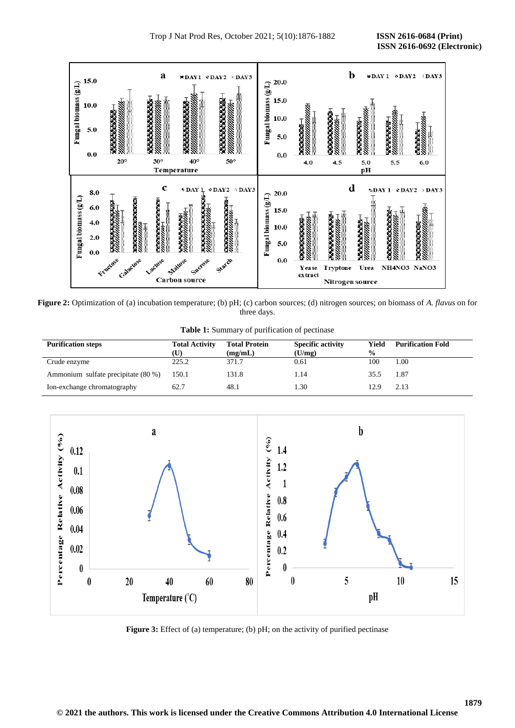**Figure 2:** Optimization of (a) incubation temperature; (b) pH; (c) carbon sources; (d) nitrogen sources; on biomass of *A. flavus* on for three days.

**Table 1:** Summary of purification of pectinase

| Purification steps | Total Activity (U) | Total Protein (mg/mL) | Specific activity (U/mg) | Yield % | Purification Fold |
|---|---|---|---|---|---|
| Crude enzyme | 225.2 | 371.7 | 0.61 | 100 | 1.00 |
| Ammonium sulfate precipitate (80 %) | 150.1 | 131.8 | 1.14 | 35.5 | 1.87 |
| Ion-exchange chromatography | 62.7 | 48.1 | 1.30 | 12.9 | 2.13 |

**Figure 3:** Effect of (a) temperature; (b) pH; on the activity of purified pectinase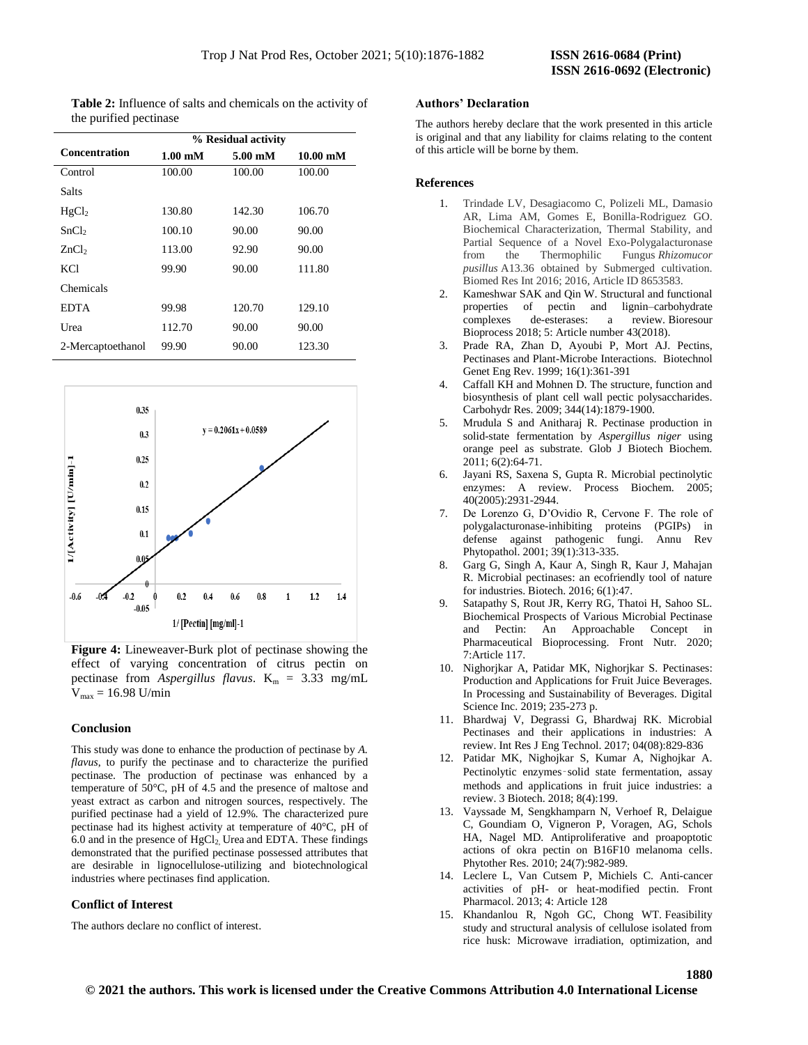**Table 2:** Influence of salts and chemicals on the activity of the purified pectinase

| Concentration | % Residual activity | | |
|---|---|---|---|
| | 1.00 mM | 5.00 mM | 10.00 mM |
| Control | 100.00 | 100.00 | 100.00 |
| Salts | | | |
| $HgCl_2$ | 130.80 | 142.30 | 106.70 |
| $SnCl_2$ | 100.10 | 90.00 | 90.00 |
| $ZnCl_2$ | 113.00 | 92.90 | 90.00 |
| KCl | 99.90 | 90.00 | 111.80 |
| Chemicals | | | |
| EDTA | 99.98 | 120.70 | 129.10 |
| Urea | 112.70 | 90.00 | 90.00 |
| 2-Mercaptoethanol | 99.90 | 90.00 | 123.30 |

**Figure 4:** Lineweaver-Burk plot of pectinase showing the effect of varying concentration of citrus pectin on pectinase from *Aspergillus flavus*. $K_m$ = 3.33 mg/mL $V_{max}$ = 16.98 U/min

## Conclusion

This study was done to enhance the production of pectinase by *A. flavus*, to purify the pectinase and to characterize the purified pectinase. The production of pectinase was enhanced by a temperature of 50°C, pH of 4.5 and the presence of maltose and yeast extract as carbon and nitrogen sources, respectively. The purified pectinase had a yield of 12.9%. The characterized pure pectinase had its highest activity at temperature of 40°C, pH of 6.0 and in the presence of $HgCl_2$, Urea and EDTA. These findings demonstrated that the purified pectinase possessed attributes that are desirable in lignocellulose-utilizing and biotechnological industries where pectinases find application.

## Conflict of Interest

The authors declare no conflict of interest.

## Authors' Declaration

The authors hereby declare that the work presented in this article is original and that any liability for claims relating to the content of this article will be borne by them.

## References

1. Trindade LV, Desagiacomo C, Polizeli ML, Damasio AR, Lima AM, Gomes E, Bonilla-Rodriguez GO. Biochemical Characterization, Thermal Stability, and Partial Sequence of a Novel Exo-Polygalacturonase from the Thermophilic Fungus *Rhizomucor pusillus* A13.36 obtained by Submerged cultivation. Biomed Res Int 2016; 2016, Article ID 8653583.
2. Kameshwar SAK and Qin W. Structural and functional properties of pectin and lignin–carbohydrate complexes de-esterases: a review. Bioresour Bioprocess 2018; 5: Article number 43(2018).
3. Prade RA, Zhan D, Ayoubi P, Mort AJ. Pectins, Pectinases and Plant-Microbe Interactions. Biotechnol Genet Eng Rev. 1999; 16(1):361-391
4. Caffall KH and Mohnen D. The structure, function and biosynthesis of plant cell wall pectic polysaccharides. Carbohydr Res. 2009; 344(14):1879-1900.
5. Mrudula S and Anitharaj R. Pectinase production in solid-state fermentation by *Aspergillus niger* using orange peel as substrate. Glob J Biotech Biochem. 2011; 6(2):64-71.
6. Jayani RS, Saxena S, Gupta R. Microbial pectinolytic enzymes: A review. Process Biochem. 2005; 40(2005):2931-2944.
7. De Lorenzo G, D'Ovidio R, Cervone F. The role of polygalacturonase-inhibiting proteins (PGIPs) in defense against pathogenic fungi. Annu Rev Phytopathol. 2001; 39(1):313-335.
8. Garg G, Singh A, Kaur A, Singh R, Kaur J, Mahajan R. Microbial pectinases: an ecofriendly tool of nature for industries. Biotech. 2016; 6(1):47.
9. Satapathy S, Rout JR, Kerry RG, Thatoi H, Sahoo SL. Biochemical Prospects of Various Microbial Pectinase and Pectin: An Approachable Concept in Pharmaceutical Bioprocessing. Front Nutr. 2020; 7:Article 117.
10. Nighorjkar A, Patidar MK, Nighorjkar S. Pectinases: Production and Applications for Fruit Juice Beverages. In Processing and Sustainability of Beverages. Digital Science Inc. 2019; 235-273 p.
11. Bhardwaj V, Degrassi G, Bhardwaj RK. Microbial Pectinases and their applications in industries: A review. Int Res J Eng Technol. 2017; 04(08):829-836
12. Patidar MK, Nighojkar S, Kumar A, Nighojkar A. Pectinolytic enzymes‑solid state fermentation, assay methods and applications in fruit juice industries: a review. 3 Biotech. 2018; 8(4):199.
13. Vayssade M, Sengkhamparn N, Verhoef R, Delaigue C, Goundiam O, Vigneron P, Voragen, AG, Schols HA, Nagel MD. Antiproliferative and proapoptotic actions of okra pectin on B16F10 melanoma cells. Phytother Res. 2010; 24(7):982-989.
14. Leclere L, Van Cutsem P, Michiels C. Anti-cancer activities of pH- or heat-modified pectin. Front Pharmacol. 2013; 4: Article 128
15. Khandanlou R, Ngoh GC, Chong WT. Feasibility study and structural analysis of cellulose isolated from rice husk: Microwave irradiation, optimization, and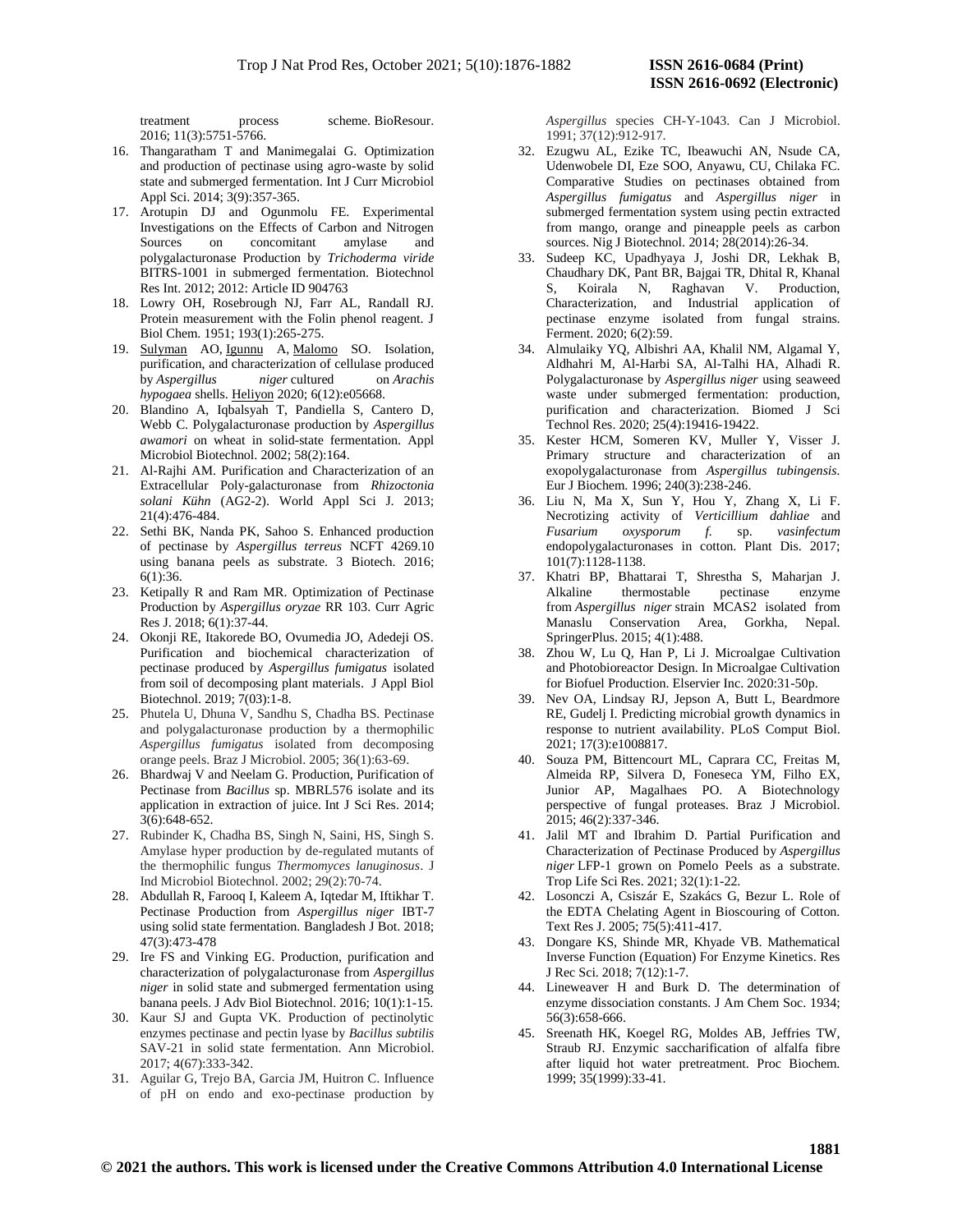treatment process scheme. BioResour. 2016; 11(3):5751-5766.

16. Thangaratham T and Manimegalai G. Optimization and production of pectinase using agro-waste by solid state and submerged fermentation. Int J Curr Microbiol Appl Sci. 2014; 3(9):357-365.
17. Arotupin DJ and Ogunmolu FE. Experimental Investigations on the Effects of Carbon and Nitrogen Sources on concomitant amylase and polygalacturonase Production by *Trichoderma viride* BITRS-1001 in submerged fermentation. Biotechnol Res Int. 2012; 2012: Article ID 904763
18. Lowry OH, Rosebrough NJ, Farr AL, Randall RJ. Protein measurement with the Folin phenol reagent. J Biol Chem. 1951; 193(1):265-275.
19. Sulyman AO, Igunnu A, Malomo SO. Isolation, purification, and characterization of cellulase produced by *Aspergillus niger* cultured on *Arachis hypogaea* shells. Heliyon 2020; 6(12):e05668.
20. Blandino A, Iqbalsyah T, Pandiella S, Cantero D, Webb C. Polygalacturonase production by *Aspergillus awamori* on wheat in solid-state fermentation. Appl Microbiol Biotechnol. 2002; 58(2):164.
21. Al-Rajhi AM. Purification and Characterization of an Extracellular Poly-galacturonase from *Rhizoctonia solani Kühn* (AG2-2). World Appl Sci J. 2013; 21(4):476-484.
22. Sethi BK, Nanda PK, Sahoo S. Enhanced production of pectinase by *Aspergillus terreus* NCFT 4269.10 using banana peels as substrate. 3 Biotech. 2016; 6(1):36.
23. Ketipally R and Ram MR. Optimization of Pectinase Production by *Aspergillus oryzae* RR 103. Curr Agric Res J. 2018; 6(1):37-44.
24. Okonji RE, Itakorede BO, Ovumedia JO, Adedeji OS. Purification and biochemical characterization of pectinase produced by *Aspergillus fumigatus* isolated from soil of decomposing plant materials. J Appl Biol Biotechnol. 2019; 7(03):1-8.
25. Phutela U, Dhuna V, Sandhu S, Chadha BS. Pectinase and polygalacturonase production by a thermophilic *Aspergillus fumigatus* isolated from decomposing orange peels. Braz J Microbiol. 2005; 36(1):63-69.
26. Bhardwaj V and Neelam G. Production, Purification of Pectinase from *Bacillus* sp. MBRL576 isolate and its application in extraction of juice. Int J Sci Res. 2014; 3(6):648-652.
27. Rubinder K, Chadha BS, Singh N, Saini, HS, Singh S. Amylase hyper production by de-regulated mutants of the thermophilic fungus *Thermomyces lanuginosus*. J Ind Microbiol Biotechnol. 2002; 29(2):70-74.
28. Abdullah R, Farooq I, Kaleem A, Iqtedar M, Iftikhar T. Pectinase Production from *Aspergillus niger* IBT-7 using solid state fermentation. Bangladesh J Bot. 2018; 47(3):473-478
29. Ire FS and Vinking EG. Production, purification and characterization of polygalacturonase from *Aspergillus niger* in solid state and submerged fermentation using banana peels. J Adv Biol Biotechnol. 2016; 10(1):1-15.
30. Kaur SJ and Gupta VK. Production of pectinolytic enzymes pectinase and pectin lyase by *Bacillus subtilis* SAV-21 in solid state fermentation. Ann Microbiol. 2017; 4(67):333-342.
31. Aguilar G, Trejo BA, Garcia JM, Huitron C. Influence of pH on endo and exo-pectinase production by *Aspergillus* species CH-Y-1043. Can J Microbiol. 1991; 37(12):912-917.
32. Ezugwu AL, Ezike TC, Ibeawuchi AN, Nsude CA, Udenwobele DI, Eze SOO, Anyawu, CU, Chilaka FC. Comparative Studies on pectinases obtained from *Aspergillus fumigatus* and *Aspergillus niger* in submerged fermentation system using pectin extracted from mango, orange and pineapple peels as carbon sources. Nig J Biotechnol. 2014; 28(2014):26-34.
33. Sudeep KC, Upadhyaya J, Joshi DR, Lekhak B, Chaudhary DK, Pant BR, Bajgai TR, Dhital R, Khanal S, Koirala N, Raghavan V. Production, Characterization, and Industrial application of pectinase enzyme isolated from fungal strains. Ferment. 2020; 6(2):59.
34. Almulaiky YQ, Albishri AA, Khalil NM, Algamal Y, Aldhahri M, Al-Harbi SA, Al-Talhi HA, Alhadi R. Polygalacturonase by *Aspergillus niger* using seaweed waste under submerged fermentation: production, purification and characterization. Biomed J Sci Technol Res. 2020; 25(4):19416-19422.
35. Kester HCM, Someren KV, Muller Y, Visser J. Primary structure and characterization of an exopolygalacturonase from *Aspergillus tubingensis*. Eur J Biochem. 1996; 240(3):238-246.
36. Liu N, Ma X, Sun Y, Hou Y, Zhang X, Li F. Necrotizing activity of *Verticillium dahliae* and *Fusarium oxysporum f.* sp. *vasinfectum* endopolygalacturonases in cotton. Plant Dis. 2017; 101(7):1128-1138.
37. Khatri BP, Bhattarai T, Shrestha S, Maharjan J. Alkaline thermostable pectinase enzyme from *Aspergillus niger* strain MCAS2 isolated from Manaslu Conservation Area, Gorkha, Nepal. SpringerPlus. 2015; 4(1):488.
38. Zhou W, Lu Q, Han P, Li J. Microalgae Cultivation and Photobioreactor Design. In Microalgae Cultivation for Biofuel Production. Elservier Inc. 2020:31-50p.
39. Nev OA, Lindsay RJ, Jepson A, Butt L, Beardmore RE, Gudelj I. Predicting microbial growth dynamics in response to nutrient availability. PLoS Comput Biol. 2021; 17(3):e1008817.
40. Souza PM, Bittencourt ML, Caprara CC, Freitas M, Almeida RP, Silvera D, Foneseca YM, Filho EX, Junior AP, Magalhaes PO. A Biotechnology perspective of fungal proteases. Braz J Microbiol. 2015; 46(2):337-346.
41. Jalil MT and Ibrahim D. Partial Purification and Characterization of Pectinase Produced by *Aspergillus niger* LFP-1 grown on Pomelo Peels as a substrate. Trop Life Sci Res. 2021; 32(1):1-22.
42. Losonczi A, Csiszár E, Szakács G, Bezur L. Role of the EDTA Chelating Agent in Bioscouring of Cotton. Text Res J. 2005; 75(5):411-417.
43. Dongare KS, Shinde MR, Khyade VB. Mathematical Inverse Function (Equation) For Enzyme Kinetics. Res J Rec Sci. 2018; 7(12):1-7.
44. Lineweaver H and Burk D. The determination of enzyme dissociation constants. J Am Chem Soc. 1934; 56(3):658-666.
45. Sreenath HK, Koegel RG, Moldes AB, Jeffries TW, Straub RJ. Enzymic saccharification of alfalfa fibre after liquid hot water pretreatment. Proc Biochem. 1999; 35(1999):33-41.

© 2021 the authors. This work is licensed under the Creative Commons Attribution 4.0 International License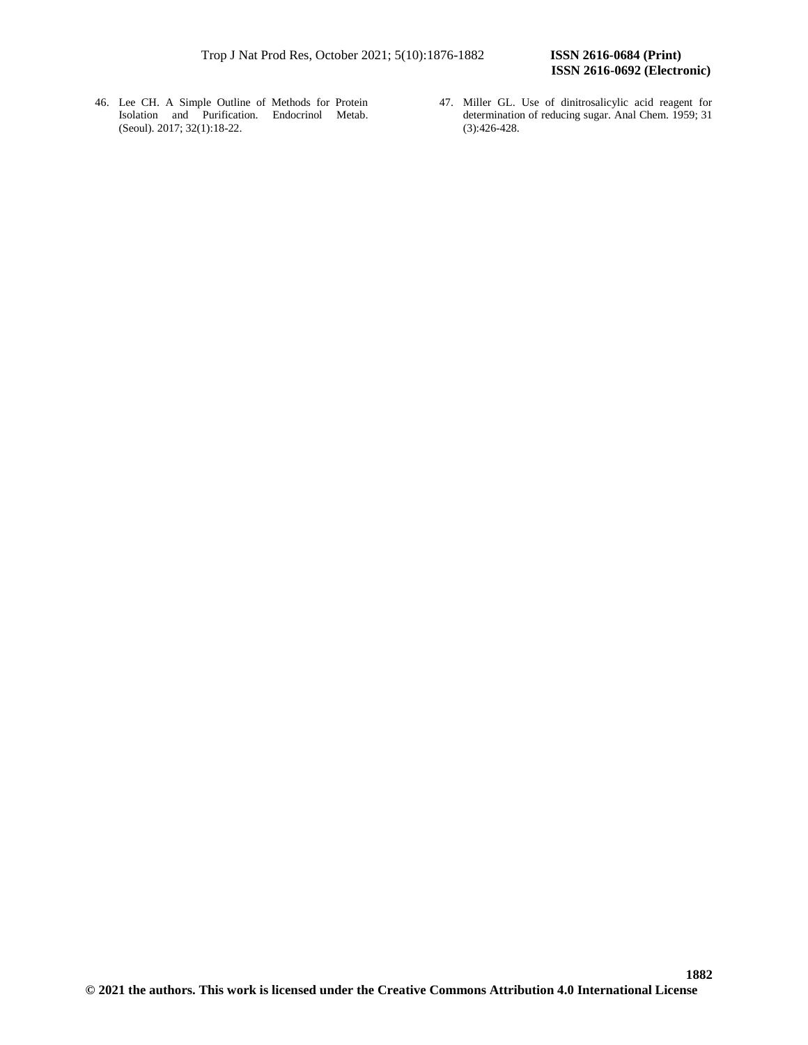46. Lee CH. A Simple Outline of Methods for Protein Isolation and Purification. Endocrinol Metab. (Seoul). 2017; 32(1):18-22.

47. Miller GL. Use of dinitrosalicylic acid reagent for determination of reducing sugar. Anal Chem. 1959; 31 (3):426-428.